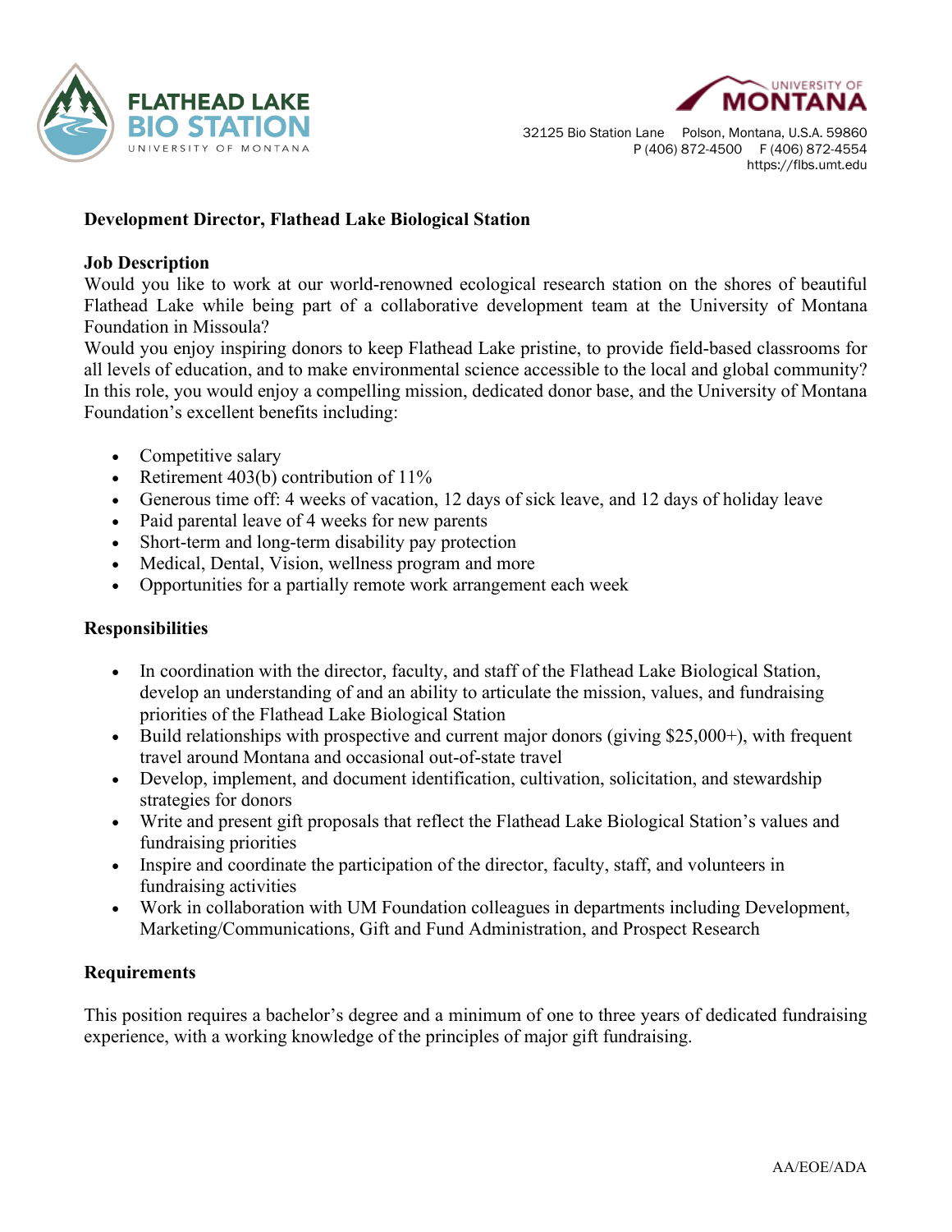FLATHEAD LAKE BIO STATION
UNIVERSITY OF MONTANA

UNIVERSITY OF MONTANA

32125 Bio Station Lane Polson, Montana, U.S.A. 59860
P (406) 872-4500 F (406) 872-4554
https://flbs.umt.edu

**Development Director, Flathead Lake Biological Station**

**Job Description**

Would you like to work at our world-renowned ecological research station on the shores of beautiful Flathead Lake while being part of a collaborative development team at the University of Montana Foundation in Missoula?

Would you enjoy inspiring donors to keep Flathead Lake pristine, to provide field-based classrooms for all levels of education, and to make environmental science accessible to the local and global community? In this role, you would enjoy a compelling mission, dedicated donor base, and the University of Montana Foundation's excellent benefits including:

- Competitive salary
- Retirement 403(b) contribution of 11%
- Generous time off: 4 weeks of vacation, 12 days of sick leave, and 12 days of holiday leave
- Paid parental leave of 4 weeks for new parents
- Short-term and long-term disability pay protection
- Medical, Dental, Vision, wellness program and more
- Opportunities for a partially remote work arrangement each week

**Responsibilities**

- In coordination with the director, faculty, and staff of the Flathead Lake Biological Station, develop an understanding of and an ability to articulate the mission, values, and fundraising priorities of the Flathead Lake Biological Station
- Build relationships with prospective and current major donors (giving $25,000+), with frequent travel around Montana and occasional out-of-state travel
- Develop, implement, and document identification, cultivation, solicitation, and stewardship strategies for donors
- Write and present gift proposals that reflect the Flathead Lake Biological Station's values and fundraising priorities
- Inspire and coordinate the participation of the director, faculty, staff, and volunteers in fundraising activities
- Work in collaboration with UM Foundation colleagues in departments including Development, Marketing/Communications, Gift and Fund Administration, and Prospect Research

**Requirements**

This position requires a bachelor's degree and a minimum of one to three years of dedicated fundraising experience, with a working knowledge of the principles of major gift fundraising.

AA/EOE/ADA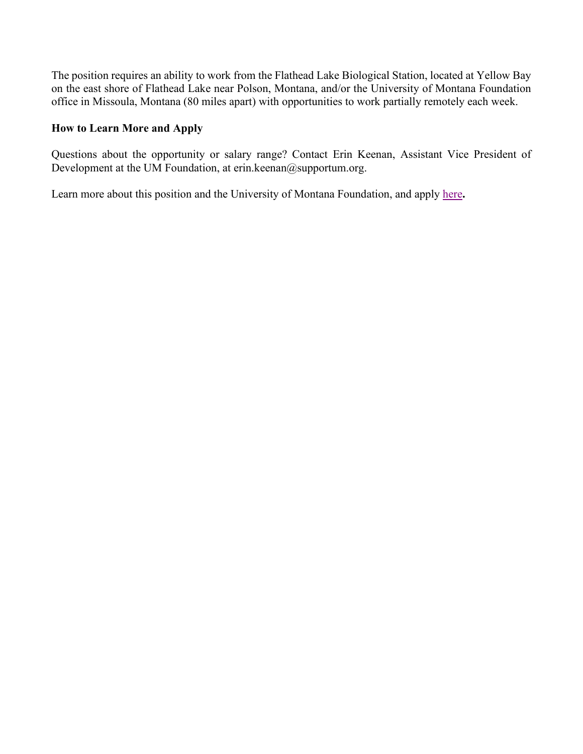The position requires an ability to work from the Flathead Lake Biological Station, located at Yellow Bay on the east shore of Flathead Lake near Polson, Montana, and/or the University of Montana Foundation office in Missoula, Montana (80 miles apart) with opportunities to work partially remotely each week.

**How to Learn More and Apply**

Questions about the opportunity or salary range? Contact Erin Keenan, Assistant Vice President of Development at the UM Foundation, at erin.keenan@supportum.org.

Learn more about this position and the University of Montana Foundation, and apply here**.**